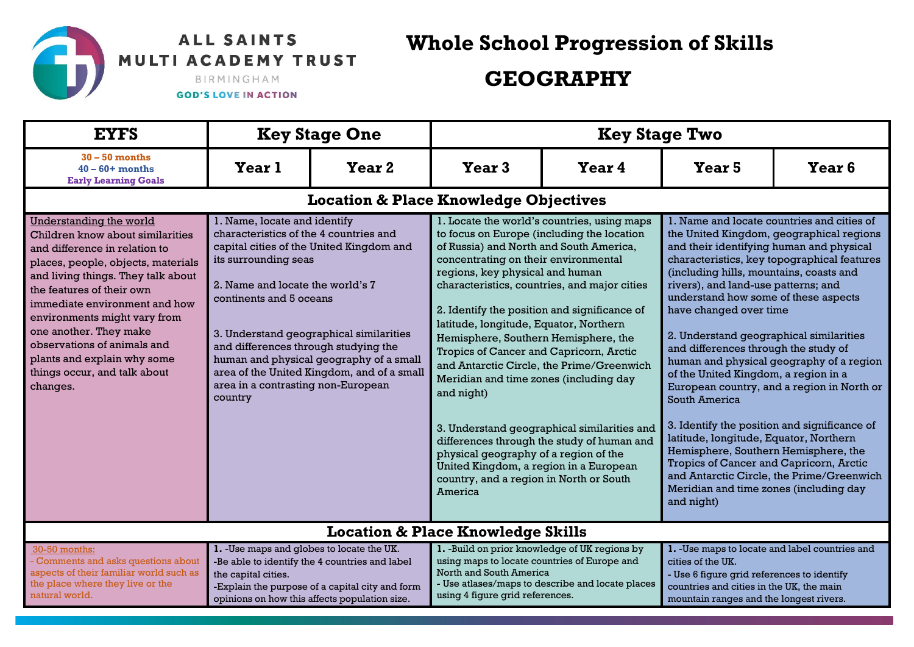ALL SAINTS MULTI ACADEMY TRUST
BIRMINGHAM
GOD'S LOVE IN ACTION

# Whole School Progression of Skills

# GEOGRAPHY

| EYFS | Key Stage One | | Key Stage Two | | | |
|---|---|---|---|---|---|---|
| 30 – 50 months<br>40 – 60+ months<br>Early Learning Goals | Year 1 | Year 2 | Year 3 | Year 4 | Year 5 | Year 6 |
| **Location & Place Knowledge Objectives** | | | | | | |
| Understanding the world<br>Children know about similarities and difference in relation to places, people, objects, materials and living things. They talk about the features of their own immediate environment and how environments might vary from one another. They make observations of animals and plants and explain why some things occur, and talk about changes. | 1. Name, locate and identify characteristics of the 4 countries and capital cities of the United Kingdom and its surrounding seas<br><br>2. Name and locate the world's 7 continents and 5 oceans<br><br>3. Understand geographical similarities and differences through studying the human and physical geography of a small area of the United Kingdom, and of a small area in a contrasting non-European country | | 1. Locate the world's countries, using maps to focus on Europe (including the location of Russia) and North and South America, concentrating on their environmental regions, key physical and human characteristics, countries, and major cities<br><br>2. Identify the position and significance of latitude, longitude, Equator, Northern Hemisphere, Southern Hemisphere, the Tropics of Cancer and Capricorn, Arctic and Antarctic Circle, the Prime/Greenwich Meridian and time zones (including day and night)<br><br>3. Understand geographical similarities and differences through the study of human and physical geography of a region of the United Kingdom, a region in a European country, and a region in North or South America | | 1. Name and locate countries and cities of the United Kingdom, geographical regions and their identifying human and physical characteristics, key topographical features (including hills, mountains, coasts and rivers), and land-use patterns; and understand how some of these aspects have changed over time<br><br>2. Understand geographical similarities and differences through the study of human and physical geography of a region of the United Kingdom, a region in a European country, and a region in North or South America<br><br>3. Identify the position and significance of latitude, longitude, Equator, Northern Hemisphere, Southern Hemisphere, the Tropics of Cancer and Capricorn, Arctic and Antarctic Circle, the Prime/Greenwich Meridian and time zones (including day and night) | |
| **Location & Place Knowledge Skills** | | | | | | |
| 30-50 months:<br>- Comments and asks questions about aspects of their familiar world such as the place where they live or the natural world. | **1.** -Use maps and globes to locate the UK.<br>-Be able to identify the 4 countries and label the capital cities.<br>-Explain the purpose of a capital city and form opinions on how this affects population size. | | **1.** -Build on prior knowledge of UK regions by using maps to locate countries of Europe and North and South America<br>- Use atlases/maps to describe and locate places using 4 figure grid references. | | **1.** -Use maps to locate and label countries and cities of the UK.<br>- Use 6 figure grid references to identify countries and cities in the UK, the main mountain ranges and the longest rivers. | |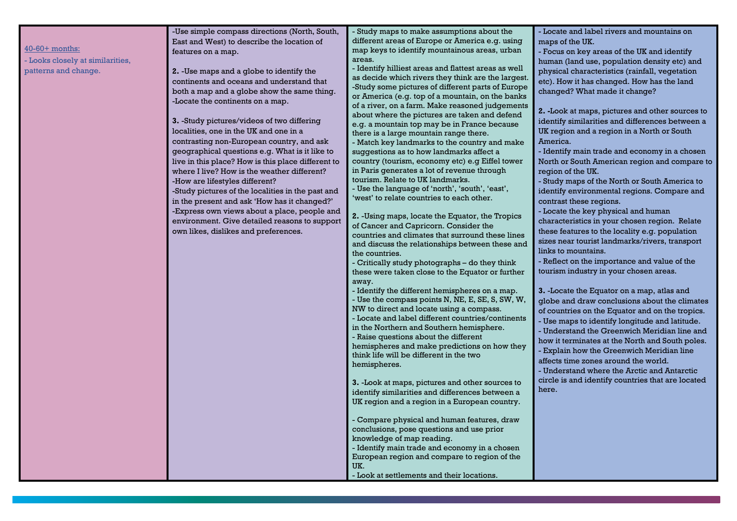| | | | |
|---|---|---|---|
| <u>40-60+ months:</u><br>- Looks closely at similarities, patterns and change. | -Use simple compass directions (North, South, East and West) to describe the location of features on a map.<br><br>**2.** -Use maps and a globe to identify the continents and oceans and understand that both a map and a globe show the same thing.<br>-Locate the continents on a map.<br><br>**3.** -Study pictures/videos of two differing localities, one in the UK and one in a contrasting non-European country, and ask geographical questions e.g. What is it like to live in this place? How is this place different to where I live? How is the weather different?<br>-How are lifestyles different?<br>-Study pictures of the localities in the past and in the present and ask 'How has it changed?'<br>-Express own views about a place, people and environment. Give detailed reasons to support own likes, dislikes and preferences. | - Study maps to make assumptions about the different areas of Europe or America e.g. using map keys to identify mountainous areas, urban areas.<br>- Identify hilliest areas and flattest areas as well as decide which rivers they think are the largest.<br>-Study some pictures of different parts of Europe or America (e.g. top of a mountain, on the banks of a river, on a farm. Make reasoned judgements about where the pictures are taken and defend e.g. a mountain top may be in France because there is a large mountain range there.<br>- Match key landmarks to the country and make suggestions as to how landmarks affect a country (tourism, economy etc) e.g Eiffel tower in Paris generates a lot of revenue through tourism. Relate to UK landmarks.<br>- Use the language of 'north', 'south', 'east', 'west' to relate countries to each other.<br><br>**2.** -Using maps, locate the Equator, the Tropics of Cancer and Capricorn. Consider the countries and climates that surround these lines and discuss the relationships between these and the countries.<br>- Critically study photographs – do they think these were taken close to the Equator or further away.<br>- Identify the different hemispheres on a map.<br>- Use the compass points N, NE, E, SE, S, SW, W, NW to direct and locate using a compass.<br>- Locate and label different countries/continents in the Northern and Southern hemisphere.<br>- Raise questions about the different hemispheres and make predictions on how they think life will be different in the two hemispheres.<br><br>**3.** -Look at maps, pictures and other sources to identify similarities and differences between a UK region and a region in a European country.<br><br>- Compare physical and human features, draw conclusions, pose questions and use prior knowledge of map reading.<br>- Identify main trade and economy in a chosen European region and compare to region of the UK.<br>- Look at settlements and their locations. | - Locate and label rivers and mountains on maps of the UK.<br>- Focus on key areas of the UK and identify human (land use, population density etc) and physical characteristics (rainfall, vegetation etc). How it has changed. How has the land changed? What made it change?<br><br>**2.** -Look at maps, pictures and other sources to identify similarities and differences between a UK region and a region in a North or South America.<br>- Identify main trade and economy in a chosen North or South American region and compare to region of the UK.<br>- Study maps of the North or South America to identify environmental regions. Compare and contrast these regions.<br>- Locate the key physical and human characteristics in your chosen region. Relate these features to the locality e.g. population sizes near tourist landmarks/rivers, transport links to mountains.<br>- Reflect on the importance and value of the tourism industry in your chosen areas.<br><br>**3.** -Locate the Equator on a map, atlas and globe and draw conclusions about the climates of countries on the Equator and on the tropics.<br>- Use maps to identify longitude and latitude.<br>- Understand the Greenwich Meridian line and how it terminates at the North and South poles.<br>- Explain how the Greenwich Meridian line affects time zones around the world.<br>- Understand where the Arctic and Antarctic circle is and identify countries that are located here. |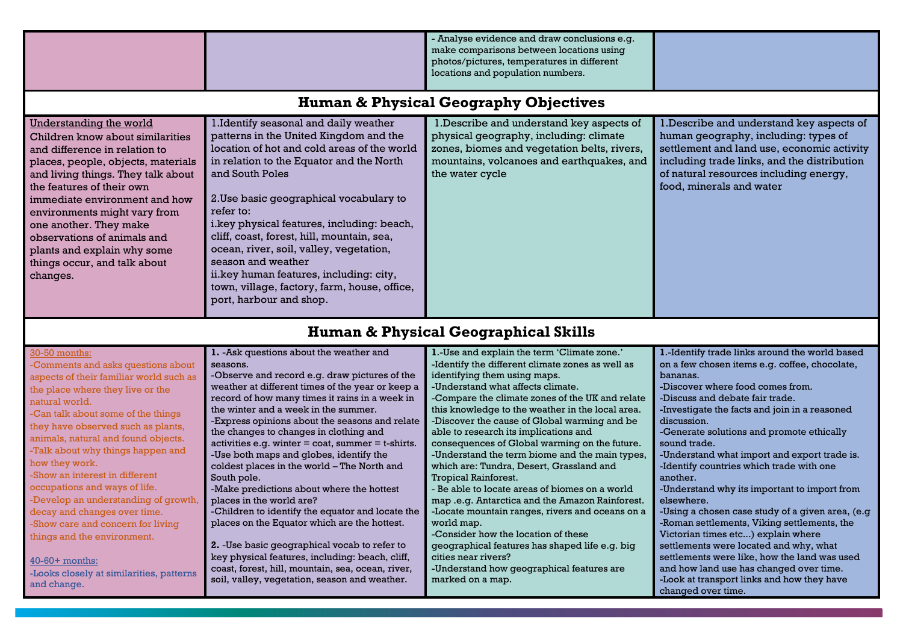| | | | |
|---|---|---|---|
| | | - Analyse evidence and draw conclusions e.g. make comparisons between locations using photos/pictures, temperatures in different locations and population numbers. | |

## Human & Physical Geography Objectives

| | | | |
|---|---|---|---|
| Understanding the world<br>Children know about similarities and difference in relation to places, people, objects, materials and living things. They talk about the features of their own immediate environment and how environments might vary from one another. They make observations of animals and plants and explain why some things occur, and talk about changes. | 1.Identify seasonal and daily weather patterns in the United Kingdom and the location of hot and cold areas of the world in relation to the Equator and the North and South Poles<br><br>2.Use basic geographical vocabulary to refer to:<br>i.key physical features, including: beach, cliff, coast, forest, hill, mountain, sea, ocean, river, soil, valley, vegetation, season and weather<br>ii.key human features, including: city, town, village, factory, farm, house, office, port, harbour and shop. | 1.Describe and understand key aspects of physical geography, including: climate zones, biomes and vegetation belts, rivers, mountains, volcanoes and earthquakes, and the water cycle | 1.Describe and understand key aspects of human geography, including: types of settlement and land use, economic activity including trade links, and the distribution of natural resources including energy, food, minerals and water |

## Human & Physical Geographical Skills

| | | | |
|---|---|---|---|
| 30-50 months:<br>-Comments and asks questions about aspects of their familiar world such as the place where they live or the natural world.<br>-Can talk about some of the things they have observed such as plants, animals, natural and found objects.<br>-Talk about why things happen and how they work.<br>-Show an interest in different occupations and ways of life.<br>-Develop an understanding of growth, decay and changes over time.<br>-Show care and concern for living things and the environment.<br><br>40-60+ months:<br>-Looks closely at similarities, patterns and change. | **1.** -Ask questions about the weather and seasons.<br>-Observe and record e.g. draw pictures of the weather at different times of the year or keep a record of how many times it rains in a week in the winter and a week in the summer.<br>-Express opinions about the seasons and relate the changes to changes in clothing and activities e.g. winter = coat, summer = t-shirts.<br>-Use both maps and globes, identify the coldest places in the world – The North and South pole.<br>-Make predictions about where the hottest places in the world are?<br>-Children to identify the equator and locate the places on the Equator which are the hottest.<br><br>**2.** -Use basic geographical vocab to refer to key physical features, including: beach, cliff, coast, forest, hill, mountain, sea, ocean, river, soil, valley, vegetation, season and weather. | **1.**-Use and explain the term 'Climate zone.'<br>-Identify the different climate zones as well as identifying them using maps.<br>-Understand what affects climate.<br>-Compare the climate zones of the UK and relate this knowledge to the weather in the local area.<br>-Discover the cause of Global warming and be able to research its implications and consequences of Global warming on the future.<br>-Understand the term biome and the main types, which are: Tundra, Desert, Grassland and Tropical Rainforest.<br>- Be able to locate areas of biomes on a world map .e.g. Antarctica and the Amazon Rainforest.<br>-Locate mountain ranges, rivers and oceans on a world map.<br>-Consider how the location of these geographical features has shaped life e.g. big cities near rivers?<br>-Understand how geographical features are marked on a map. | **1.**-Identify trade links around the world based on a few chosen items e.g. coffee, chocolate, bananas.<br>-Discover where food comes from.<br>-Discuss and debate fair trade.<br>-Investigate the facts and join in a reasoned discussion.<br>-Generate solutions and promote ethically sound trade.<br>-Understand what import and export trade is.<br>-Identify countries which trade with one another.<br>-Understand why its important to import from elsewhere.<br>-Using a chosen case study of a given area, (e.g -Roman settlements, Viking settlements, the Victorian times etc…) explain where settlements were located and why, what settlements were like, how the land was used and how land use has changed over time.<br>-Look at transport links and how they have changed over time. |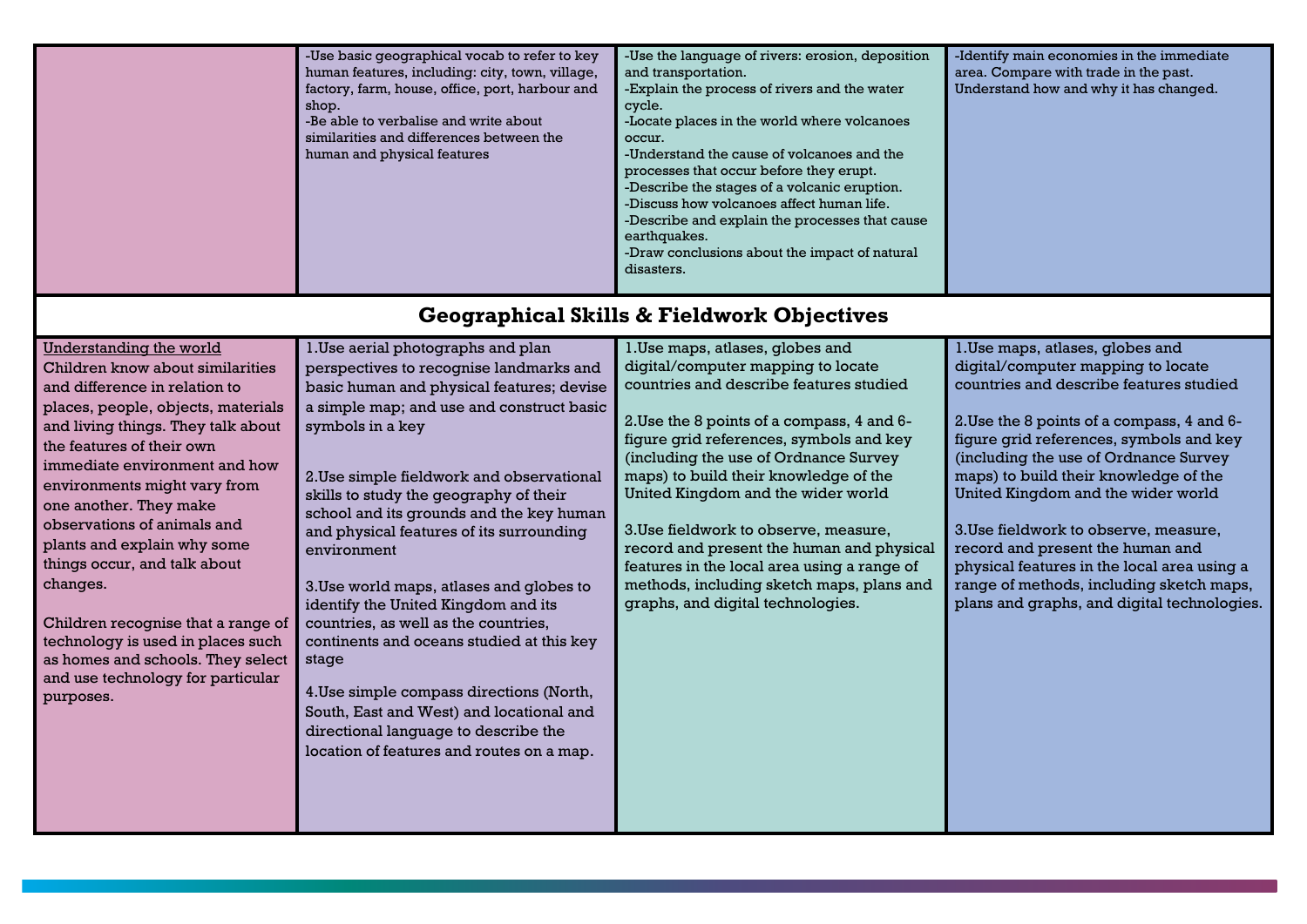| | | | |
|---|---|---|---|
| | -Use basic geographical vocab to refer to key human features, including: city, town, village, factory, farm, house, office, port, harbour and shop.<br>-Be able to verbalise and write about similarities and differences between the human and physical features | -Use the language of rivers: erosion, deposition and transportation.<br>-Explain the process of rivers and the water cycle.<br>-Locate places in the world where volcanoes occur.<br>-Understand the cause of volcanoes and the processes that occur before they erupt.<br>-Describe the stages of a volcanic eruption.<br>-Discuss how volcanoes affect human life.<br>-Describe and explain the processes that cause earthquakes.<br>-Draw conclusions about the impact of natural disasters. | -Identify main economies in the immediate area. Compare with trade in the past. Understand how and why it has changed. |
| **Geographical Skills & Fieldwork Objectives** | | | |
| Understanding the world<br>Children know about similarities and difference in relation to places, people, objects, materials and living things. They talk about the features of their own immediate environment and how environments might vary from one another. They make observations of animals and plants and explain why some things occur, and talk about changes.<br><br>Children recognise that a range of technology is used in places such as homes and schools. They select and use technology for particular purposes. | 1.Use aerial photographs and plan perspectives to recognise landmarks and basic human and physical features; devise a simple map; and use and construct basic symbols in a key<br><br>2.Use simple fieldwork and observational skills to study the geography of their school and its grounds and the key human and physical features of its surrounding environment<br><br>3.Use world maps, atlases and globes to identify the United Kingdom and its countries, as well as the countries, continents and oceans studied at this key stage<br><br>4.Use simple compass directions (North, South, East and West) and locational and directional language to describe the location of features and routes on a map. | 1.Use maps, atlases, globes and digital/computer mapping to locate countries and describe features studied<br><br>2.Use the 8 points of a compass, 4 and 6-figure grid references, symbols and key (including the use of Ordnance Survey maps) to build their knowledge of the United Kingdom and the wider world<br><br>3.Use fieldwork to observe, measure, record and present the human and physical features in the local area using a range of methods, including sketch maps, plans and graphs, and digital technologies. | 1.Use maps, atlases, globes and digital/computer mapping to locate countries and describe features studied<br><br>2.Use the 8 points of a compass, 4 and 6-figure grid references, symbols and key (including the use of Ordnance Survey maps) to build their knowledge of the United Kingdom and the wider world<br><br>3.Use fieldwork to observe, measure, record and present the human and physical features in the local area using a range of methods, including sketch maps, plans and graphs, and digital technologies. |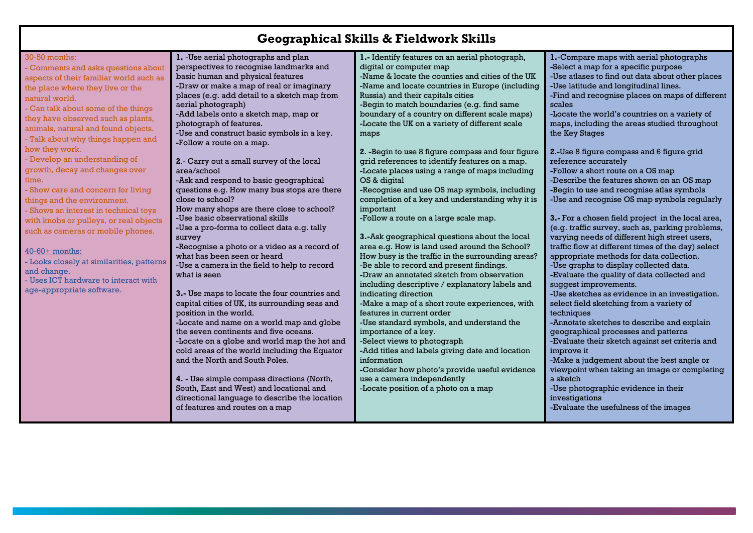# Geographical Skills & Fieldwork Skills

| 30-50 months: | | | |
|---|---|---|---|
| 30-50 months:<br>- Comments and asks questions about aspects of their familiar world such as the place where they live or the natural world.<br>- Can talk about some of the things they have observed such as plants, animals, natural and found objects.<br>- Talk about why things happen and how they work.<br>- Develop an understanding of growth, decay and changes over time.<br>- Show care and concern for living things and the environment.<br>- Shows an interest in technical toys with knobs or pulleys, or real objects such as cameras or mobile phones.<br><br>40-60+ months:<br>- Looks closely at similarities, patterns and change.<br>- Uses ICT hardware to interact with age-appropriate software. | **1.** -Use aerial photographs and plan perspectives to recognise landmarks and basic human and physical features<br>-Draw or make a map of real or imaginary places (e.g. add detail to a sketch map from aerial photograph)<br>-Add labels onto a sketch map, map or photograph of features.<br>-Use and construct basic symbols in a key.<br>-Follow a route on a map.<br><br>**2.**- Carry out a small survey of the local area/school<br>-Ask and respond to basic geographical questions e.g. How many bus stops are there close to school?<br>How many shops are there close to school?<br>-Use basic observational skills<br>-Use a pro-forma to collect data e.g. tally survey<br>-Recognise a photo or a video as a record of what has been seen or heard<br>-Use a camera in the field to help to record what is seen<br><br>**3.**- Use maps to locate the four countries and capital cities of UK, its surrounding seas and position in the world.<br>-Locate and name on a world map and globe the seven continents and five oceans.<br>-Locate on a globe and world map the hot and cold areas of the world including the Equator and the North and South Poles.<br><br>**4.** - Use simple compass directions (North, South, East and West) and locational and directional language to describe the location of features and routes on a map | **1.**- Identify features on an aerial photograph, digital or computer map<br>-Name & locate the counties and cities of the UK<br>-Name and locate countries in Europe (including Russia) and their capitals cities<br>-Begin to match boundaries (e.g. find same boundary of a country on different scale maps)<br>-Locate the UK on a variety of different scale maps<br><br>**2.** -Begin to use 8 figure compass and four figure grid references to identify features on a map.<br>-Locate places using a range of maps including OS & digital<br>-Recognise and use OS map symbols, including completion of a key and understanding why it is important<br>-Follow a route on a large scale map.<br><br>**3.**-Ask geographical questions about the local area e.g. How is land used around the School? How busy is the traffic in the surrounding areas?<br>-Be able to record and present findings.<br>-Draw an annotated sketch from observation including descriptive / explanatory labels and indicating direction<br>-Make a map of a short route experiences, with features in current order<br>-Use standard symbols, and understand the importance of a key.<br>-Select views to photograph<br>-Add titles and labels giving date and location information<br>-Consider how photo's provide useful evidence use a camera independently<br>-Locate position of a photo on a map | **1.**-Compare maps with aerial photographs<br>-Select a map for a specific purpose<br>-Use atlases to find out data about other places<br>-Use latitude and longitudinal lines.<br>-Find and recognise places on maps of different scales<br>-Locate the world's countries on a variety of maps, including the areas studied throughout the Key Stages<br><br>**2.**-Use 8 figure compass and 6 figure grid reference accurately<br>-Follow a short route on a OS map<br>-Describe the features shown on an OS map<br>-Begin to use and recognise atlas symbols<br>-Use and recognise OS map symbols regularly<br><br>**3.**- For a chosen field project in the local area, (e.g. traffic survey, such as, parking problems, varying needs of different high street users, traffic flow at different times of the day) select appropriate methods for data collection.<br>-Use graphs to display collected data.<br>-Evaluate the quality of data collected and suggest improvements.<br>-Use sketches as evidence in an investigation. select field sketching from a variety of techniques<br>-Annotate sketches to describe and explain geographical processes and patterns<br>-Evaluate their sketch against set criteria and improve it<br>-Make a judgement about the best angle or viewpoint when taking an image or completing a sketch<br>-Use photographic evidence in their investigations<br>-Evaluate the usefulness of the images |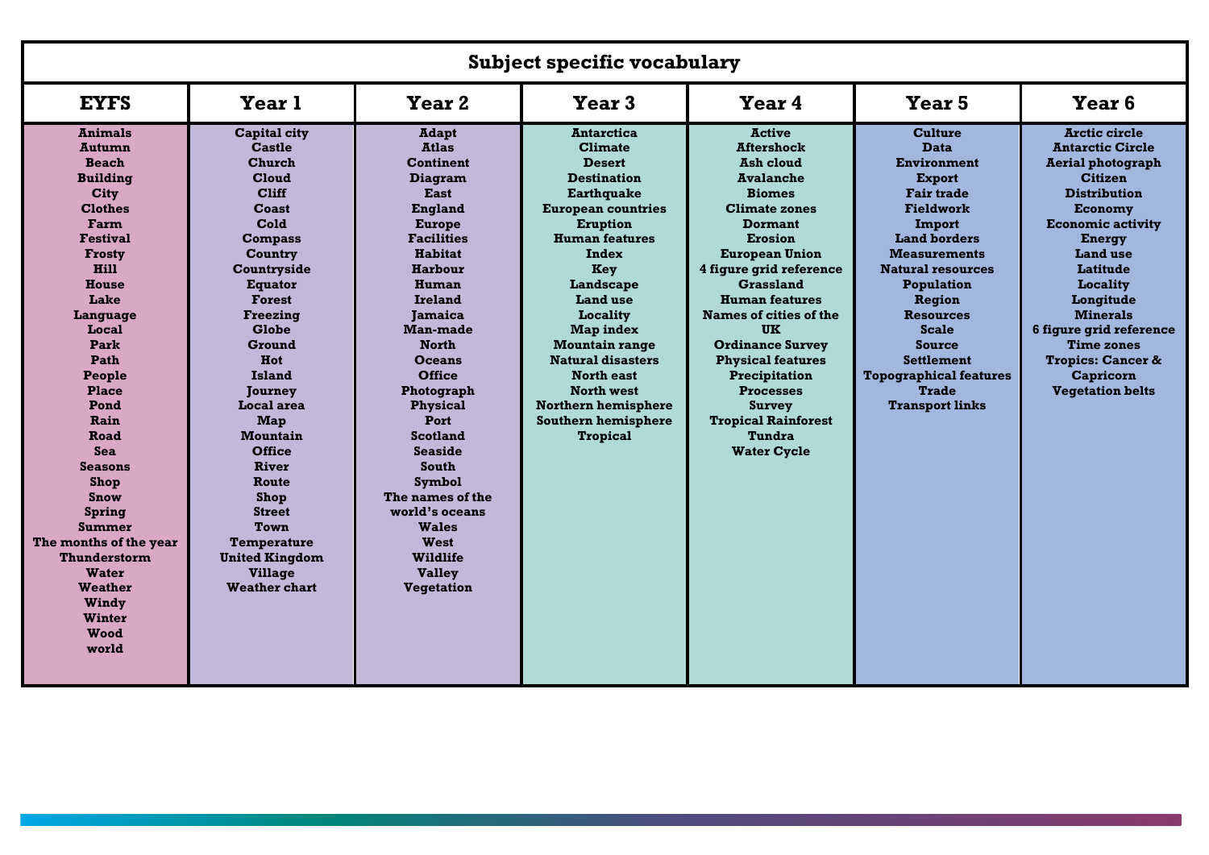| Subject specific vocabulary | | | | | | |
|---|---|---|---|---|---|---|
| **EYFS** | **Year 1** | **Year 2** | **Year 3** | **Year 4** | **Year 5** | **Year 6** |
| Animals | Capital city | Adapt | Antarctica | Active | Culture | Arctic circle |
| Autumn | Castle | Atlas | Climate | Aftershock | Data | Antarctic Circle |
| Beach | Church | Continent | Desert | Ash cloud | Environment | Aerial photograph |
| Building | Cloud | Diagram | Destination | Avalanche | Export | Citizen |
| City | Cliff | East | Earthquake | Biomes | Fair trade | Distribution |
| Clothes | Coast | England | European countries | Climate zones | Fieldwork | Economy |
| Farm | Cold | Europe | Eruption | Dormant | Import | Economic activity |
| Festival | Compass | Facilities | Human features | Erosion | Land borders | Energy |
| Frosty | Country | Habitat | Index | European Union | Measurements | Land use |
| Hill | Countryside | Harbour | Key | 4 figure grid reference | Natural resources | Latitude |
| House | Equator | Human | Landscape | Grassland | Population | Locality |
| Lake | Forest | Ireland | Land use | Human features | Region | Longitude |
| Language | Freezing | Jamaica | Locality | Names of cities of the UK | Resources | Minerals |
| Local | Globe | Man-made | Map index | Ordinance Survey | Scale | 6 figure grid reference |
| Park | Ground | North | Mountain range | Physical features | Source | Time zones |
| Path | Hot | Oceans | Natural disasters | Precipitation | Settlement | Tropics: Cancer & Capricorn |
| People | Island | Office | North east | Processes | Topographical features | Vegetation belts |
| Place | Journey | Photograph | North west | Survey | Trade | |
| Pond | Local area | Physical | Northern hemisphere | Tropical Rainforest | Transport links | |
| Rain | Map | Port | Southern hemisphere | Tundra | | |
| Road | Mountain | Scotland | Tropical | Water Cycle | | |
| Sea | Office | Seaside | | | | |
| Seasons | River | South | | | | |
| Shop | Route | Symbol | | | | |
| Snow | Shop | The names of the world's oceans | | | | |
| Spring | Street | Wales | | | | |
| Summer | Town | West | | | | |
| The months of the year | Temperature | Wildlife | | | | |
| Thunderstorm | United Kingdom | Valley | | | | |
| Water | Village | Vegetation | | | | |
| Weather | Weather chart | | | | | |
| Windy | | | | | | |
| Winter | | | | | | |
| Wood | | | | | | |
| world | | | | | | |